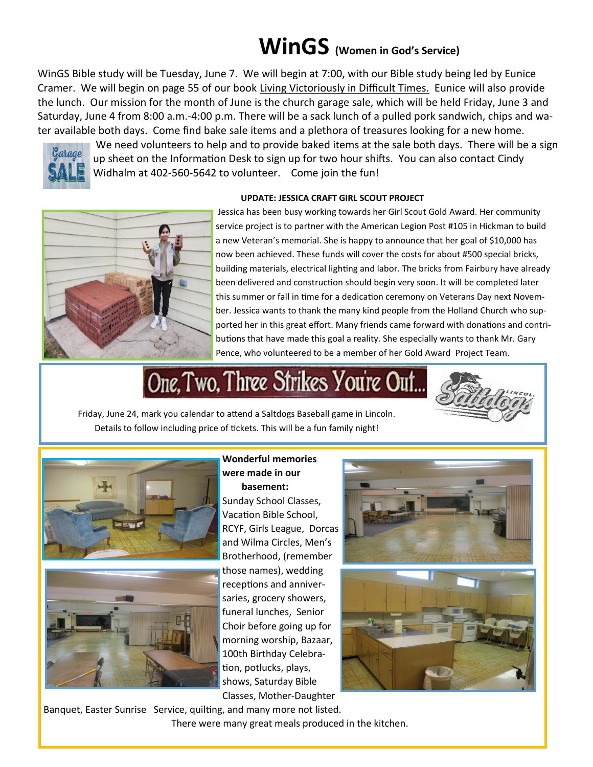# WinGS (Women in God's Service)

WinGS Bible study will be Tuesday, June 7. We will begin at 7:00, with our Bible study being led by Eunice Cramer. We will begin on page 55 of our book Living Victoriously in Difficult Times. Eunice will also provide the lunch. Our mission for the month of June is the church garage sale, which will be held Friday, June 3 and Saturday, June 4 from 8:00 a.m.-4:00 p.m. There will be a sack lunch of a pulled pork sandwich, chips and water available both days. Come find bake sale items and a plethora of treasures looking for a new home.

We need volunteers to help and to provide baked items at the sale both days. There will be a sign up sheet on the Information Desk to sign up for two hour shifts. You can also contact Cindy Widhalm at 402-560-5642 to volunteer. Come join the fun!

**UPDATE: JESSICA CRAFT GIRL SCOUT PROJECT**

Jessica has been busy working towards her Girl Scout Gold Award. Her community service project is to partner with the American Legion Post #105 in Hickman to build a new Veteran's memorial. She is happy to announce that her goal of $10,000 has now been achieved. These funds will cover the costs for about #500 special bricks, building materials, electrical lighting and labor. The bricks from Fairbury have already been delivered and construction should begin very soon. It will be completed later this summer or fall in time for a dedication ceremony on Veterans Day next November. Jessica wants to thank the many kind people from the Holland Church who supported her in this great effort. Many friends came forward with donations and contributions that have made this goal a reality. She especially wants to thank Mr. Gary Pence, who volunteered to be a member of her Gold Award Project Team.

## One, Two, Three Strikes You're Out...

Friday, June 24, mark you calendar to attend a Saltdogs Baseball game in Lincoln. Details to follow including price of tickets. This will be a fun family night!

**Wonderful memories were made in our basement:**

Sunday School Classes, Vacation Bible School, RCYF, Girls League, Dorcas and Wilma Circles, Men's Brotherhood, (remember those names), wedding receptions and anniversaries, grocery showers, funeral lunches, Senior Choir before going up for morning worship, Bazaar, 100th Birthday Celebration, potlucks, plays, shows, Saturday Bible Classes, Mother-Daughter Banquet, Easter Sunrise Service, quilting, and many more not listed.

There were many great meals produced in the kitchen.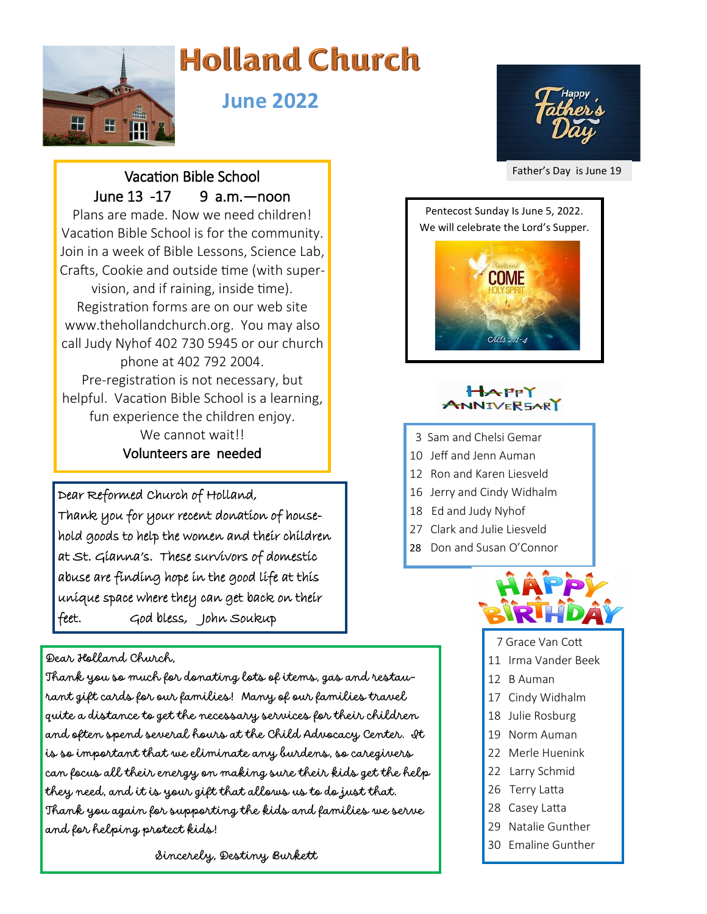# Holland Church

## June 2022

Father's Day is June 19

### Vacation Bible School

**June 13 -17  9 a.m.—noon**

Plans are made. Now we need children! Vacation Bible School is for the community. Join in a week of Bible Lessons, Science Lab, Crafts, Cookie and outside time (with supervision, and if raining, inside time). Registration forms are on our web site www.thehollandchurch.org. You may also call Judy Nyhof 402 730 5945 or our church phone at 402 792 2004.

Pre-registration is not necessary, but helpful. Vacation Bible School is a learning, fun experience the children enjoy.

We cannot wait!!

Volunteers are needed

Pentecost Sunday Is June 5, 2022.
We will celebrate the Lord's Supper.

### Happy Anniversary

- 3 Sam and Chelsi Gemar
- 10 Jeff and Jenn Auman
- 12 Ron and Karen Liesveld
- 16 Jerry and Cindy Widhalm
- 18 Ed and Judy Nyhof
- 27 Clark and Julie Liesveld
- 28 Don and Susan O'Connor

Dear Reformed Church of Holland,

Thank you for your recent donation of household goods to help the women and their children at St. Gianna's. These survivors of domestic abuse are finding hope in the good life at this unique space where they can get back on their feet.  God bless,  John Soukup

### Happy Birthday

- 7 Grace Van Cott
- 11 Irma Vander Beek
- 12 B Auman
- 17 Cindy Widhalm
- 18 Julie Rosburg
- 19 Norm Auman
- 22 Merle Huenink
- 22 Larry Schmid
- 26 Terry Latta
- 28 Casey Latta
- 29 Natalie Gunther
- 30 Emaline Gunther

Dear Holland Church,

Thank you so much for donating lots of items, gas and restaurant gift cards for our families! Many of our families travel quite a distance to get the necessary services for their children and often spend several hours at the Child Advocacy Center. It is so important that we eliminate any burdens, so caregivers can focus all their energy on making sure their kids get the help they need, and it is your gift that allows us to do just that. Thank you again for supporting the kids and families we serve and for helping protect kids!

Sincerely, Destiny Burkett